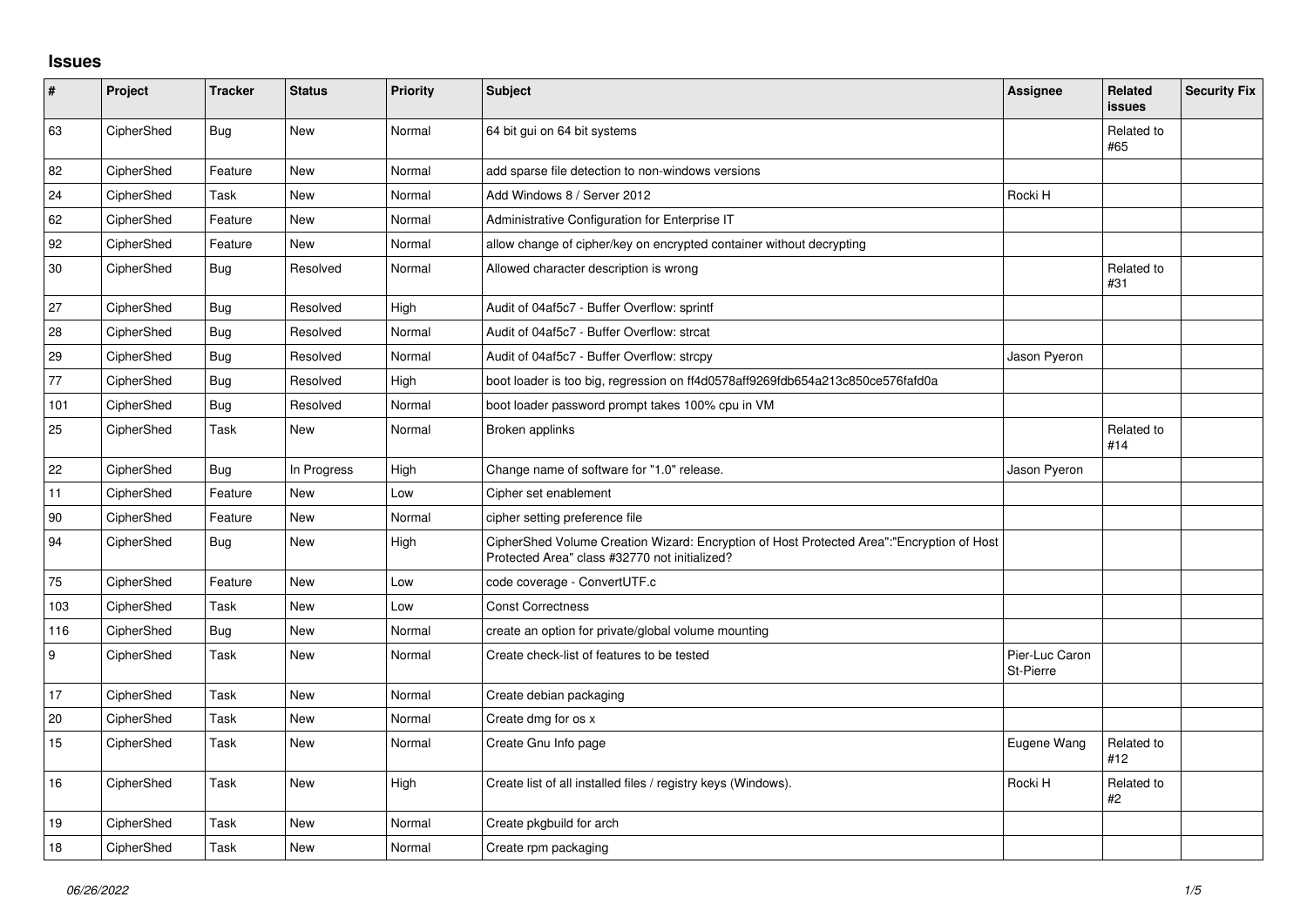## Issues

| # | Project | Tracker | Status | Priority | Subject | Assignee | Related issues | Security Fix |
|---|---|---|---|---|---|---|---|---|
| 63 | CipherShed | Bug | New | Normal | 64 bit gui on 64 bit systems | | Related to #65 | |
| 82 | CipherShed | Feature | New | Normal | add sparse file detection to non-windows versions | | | |
| 24 | CipherShed | Task | New | Normal | Add Windows 8 / Server 2012 | Rocki H | | |
| 62 | CipherShed | Feature | New | Normal | Administrative Configuration for Enterprise IT | | | |
| 92 | CipherShed | Feature | New | Normal | allow change of cipher/key on encrypted container without decrypting | | | |
| 30 | CipherShed | Bug | Resolved | Normal | Allowed character description is wrong | | Related to #31 | |
| 27 | CipherShed | Bug | Resolved | High | Audit of 04af5c7 - Buffer Overflow: sprintf | | | |
| 28 | CipherShed | Bug | Resolved | Normal | Audit of 04af5c7 - Buffer Overflow: strcat | | | |
| 29 | CipherShed | Bug | Resolved | Normal | Audit of 04af5c7 - Buffer Overflow: strcpy | Jason Pyeron | | |
| 77 | CipherShed | Bug | Resolved | High | boot loader is too big, regression on ff4d0578aff9269fdb654a213c850ce576fafd0a | | | |
| 101 | CipherShed | Bug | Resolved | Normal | boot loader password prompt takes 100% cpu in VM | | | |
| 25 | CipherShed | Task | New | Normal | Broken applinks | | Related to #14 | |
| 22 | CipherShed | Bug | In Progress | High | Change name of software for "1.0" release. | Jason Pyeron | | |
| 11 | CipherShed | Feature | New | Low | Cipher set enablement | | | |
| 90 | CipherShed | Feature | New | Normal | cipher setting preference file | | | |
| 94 | CipherShed | Bug | New | High | CipherShed Volume Creation Wizard: Encryption of Host Protected Area":"Encryption of Host Protected Area" class #32770 not initialized? | | | |
| 75 | CipherShed | Feature | New | Low | code coverage - ConvertUTF.c | | | |
| 103 | CipherShed | Task | New | Low | Const Correctness | | | |
| 116 | CipherShed | Bug | New | Normal | create an option for private/global volume mounting | | | |
| 9 | CipherShed | Task | New | Normal | Create check-list of features to be tested | Pier-Luc Caron St-Pierre | | |
| 17 | CipherShed | Task | New | Normal | Create debian packaging | | | |
| 20 | CipherShed | Task | New | Normal | Create dmg for os x | | | |
| 15 | CipherShed | Task | New | Normal | Create Gnu Info page | Eugene Wang | Related to #12 | |
| 16 | CipherShed | Task | New | High | Create list of all installed files / registry keys (Windows). | Rocki H | Related to #2 | |
| 19 | CipherShed | Task | New | Normal | Create pkgbuild for arch | | | |
| 18 | CipherShed | Task | New | Normal | Create rpm packaging | | | |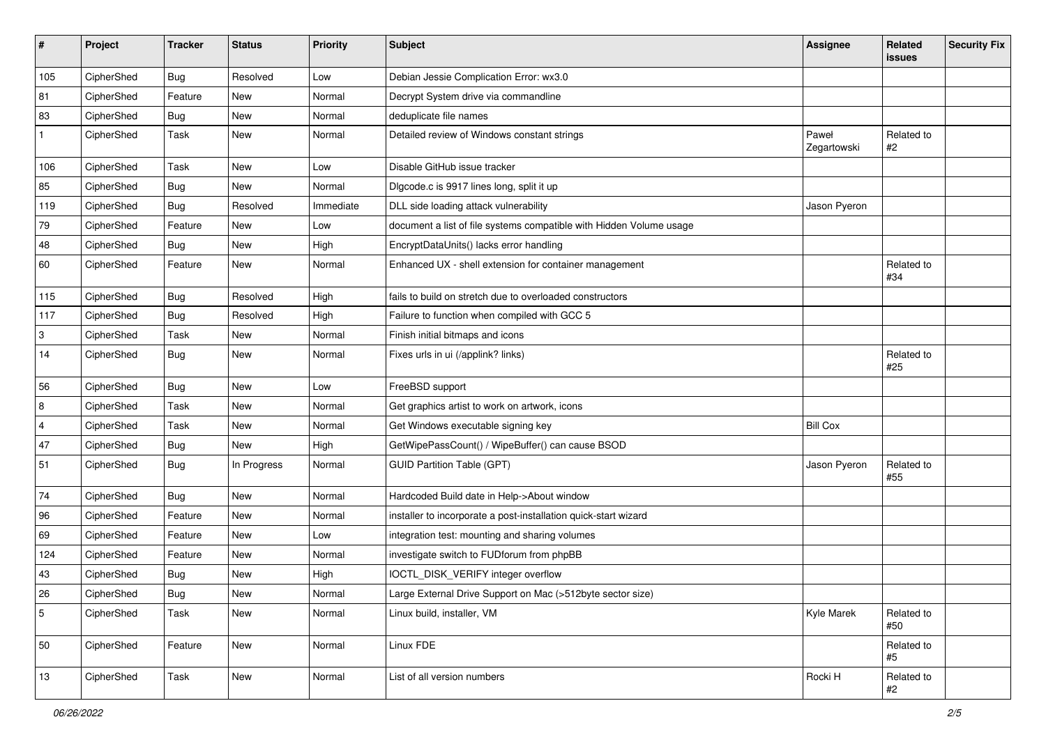| # | Project | Tracker | Status | Priority | Subject | Assignee | Related issues | Security Fix |
|---|---|---|---|---|---|---|---|---|
| 105 | CipherShed | Bug | Resolved | Low | Debian Jessie Complication Error: wx3.0 | | | |
| 81 | CipherShed | Feature | New | Normal | Decrypt System drive via commandline | | | |
| 83 | CipherShed | Bug | New | Normal | deduplicate file names | | | |
| 1 | CipherShed | Task | New | Normal | Detailed review of Windows constant strings | Paweł Zegartowski | Related to #2 | |
| 106 | CipherShed | Task | New | Low | Disable GitHub issue tracker | | | |
| 85 | CipherShed | Bug | New | Normal | Dlgcode.c is 9917 lines long, split it up | | | |
| 119 | CipherShed | Bug | Resolved | Immediate | DLL side loading attack vulnerability | Jason Pyeron | | |
| 79 | CipherShed | Feature | New | Low | document a list of file systems compatible with Hidden Volume usage | | | |
| 48 | CipherShed | Bug | New | High | EncryptDataUnits() lacks error handling | | | |
| 60 | CipherShed | Feature | New | Normal | Enhanced UX - shell extension for container management | | Related to #34 | |
| 115 | CipherShed | Bug | Resolved | High | fails to build on stretch due to overloaded constructors | | | |
| 117 | CipherShed | Bug | Resolved | High | Failure to function when compiled with GCC 5 | | | |
| 3 | CipherShed | Task | New | Normal | Finish initial bitmaps and icons | | | |
| 14 | CipherShed | Bug | New | Normal | Fixes urls in ui (/applink? links) | | Related to #25 | |
| 56 | CipherShed | Bug | New | Low | FreeBSD support | | | |
| 8 | CipherShed | Task | New | Normal | Get graphics artist to work on artwork, icons | | | |
| 4 | CipherShed | Task | New | Normal | Get Windows executable signing key | Bill Cox | | |
| 47 | CipherShed | Bug | New | High | GetWipePassCount() / WipeBuffer() can cause BSOD | | | |
| 51 | CipherShed | Bug | In Progress | Normal | GUID Partition Table (GPT) | Jason Pyeron | Related to #55 | |
| 74 | CipherShed | Bug | New | Normal | Hardcoded Build date in Help->About window | | | |
| 96 | CipherShed | Feature | New | Normal | installer to incorporate a post-installation quick-start wizard | | | |
| 69 | CipherShed | Feature | New | Low | integration test: mounting and sharing volumes | | | |
| 124 | CipherShed | Feature | New | Normal | investigate switch to FUDforum from phpBB | | | |
| 43 | CipherShed | Bug | New | High | IOCTL_DISK_VERIFY integer overflow | | | |
| 26 | CipherShed | Bug | New | Normal | Large External Drive Support on Mac (>512byte sector size) | | | |
| 5 | CipherShed | Task | New | Normal | Linux build, installer, VM | Kyle Marek | Related to #50 | |
| 50 | CipherShed | Feature | New | Normal | Linux FDE | | Related to #5 | |
| 13 | CipherShed | Task | New | Normal | List of all version numbers | Rocki H | Related to #2 | |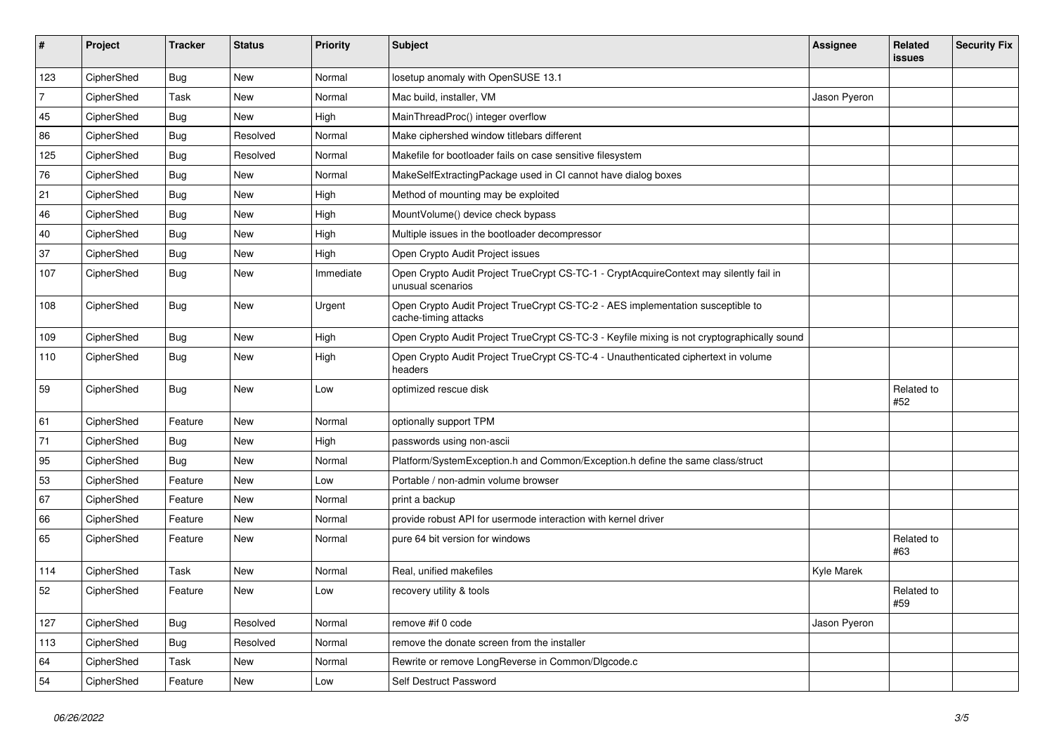| # | Project | Tracker | Status | Priority | Subject | Assignee | Related issues | Security Fix |
|---|---|---|---|---|---|---|---|---|
| 123 | CipherShed | Bug | New | Normal | losetup anomaly with OpenSUSE 13.1 | | | |
| 7 | CipherShed | Task | New | Normal | Mac build, installer, VM | Jason Pyeron | | |
| 45 | CipherShed | Bug | New | High | MainThreadProc() integer overflow | | | |
| 86 | CipherShed | Bug | Resolved | Normal | Make ciphershed window titlebars different | | | |
| 125 | CipherShed | Bug | Resolved | Normal | Makefile for bootloader fails on case sensitive filesystem | | | |
| 76 | CipherShed | Bug | New | Normal | MakeSelfExtractingPackage used in CI cannot have dialog boxes | | | |
| 21 | CipherShed | Bug | New | High | Method of mounting may be exploited | | | |
| 46 | CipherShed | Bug | New | High | MountVolume() device check bypass | | | |
| 40 | CipherShed | Bug | New | High | Multiple issues in the bootloader decompressor | | | |
| 37 | CipherShed | Bug | New | High | Open Crypto Audit Project issues | | | |
| 107 | CipherShed | Bug | New | Immediate | Open Crypto Audit Project TrueCrypt CS-TC-1 - CryptAcquireContext may silently fail in unusual scenarios | | | |
| 108 | CipherShed | Bug | New | Urgent | Open Crypto Audit Project TrueCrypt CS-TC-2 - AES implementation susceptible to cache-timing attacks | | | |
| 109 | CipherShed | Bug | New | High | Open Crypto Audit Project TrueCrypt CS-TC-3 - Keyfile mixing is not cryptographically sound | | | |
| 110 | CipherShed | Bug | New | High | Open Crypto Audit Project TrueCrypt CS-TC-4 - Unauthenticated ciphertext in volume headers | | | |
| 59 | CipherShed | Bug | New | Low | optimized rescue disk | | Related to #52 | |
| 61 | CipherShed | Feature | New | Normal | optionally support TPM | | | |
| 71 | CipherShed | Bug | New | High | passwords using non-ascii | | | |
| 95 | CipherShed | Bug | New | Normal | Platform/SystemException.h and Common/Exception.h define the same class/struct | | | |
| 53 | CipherShed | Feature | New | Low | Portable / non-admin volume browser | | | |
| 67 | CipherShed | Feature | New | Normal | print a backup | | | |
| 66 | CipherShed | Feature | New | Normal | provide robust API for usermode interaction with kernel driver | | | |
| 65 | CipherShed | Feature | New | Normal | pure 64 bit version for windows | | Related to #63 | |
| 114 | CipherShed | Task | New | Normal | Real, unified makefiles | Kyle Marek | | |
| 52 | CipherShed | Feature | New | Low | recovery utility & tools | | Related to #59 | |
| 127 | CipherShed | Bug | Resolved | Normal | remove #if 0 code | Jason Pyeron | | |
| 113 | CipherShed | Bug | Resolved | Normal | remove the donate screen from the installer | | | |
| 64 | CipherShed | Task | New | Normal | Rewrite or remove LongReverse in Common/Dlgcode.c | | | |
| 54 | CipherShed | Feature | New | Low | Self Destruct Password | | | |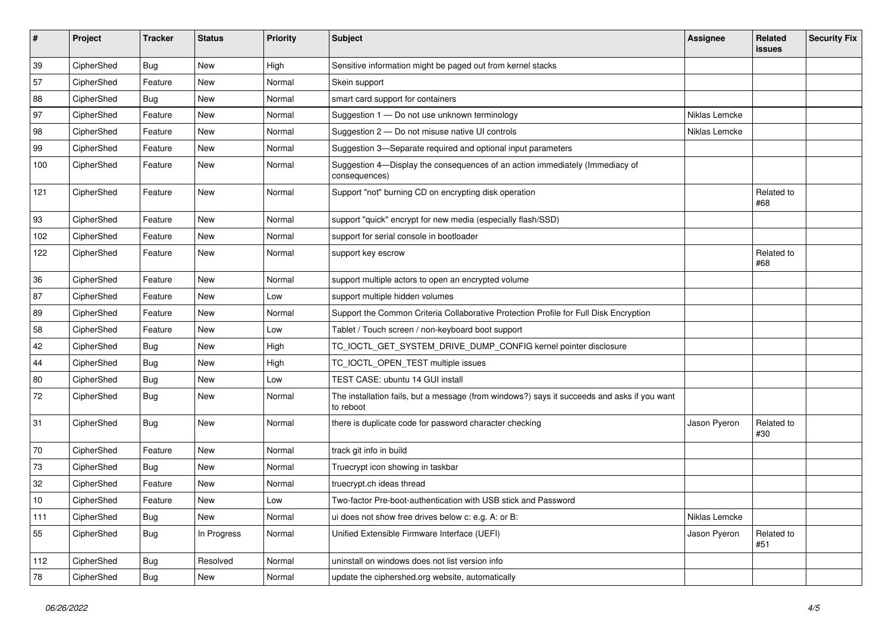| # | Project | Tracker | Status | Priority | Subject | Assignee | Related issues | Security Fix |
|---|---|---|---|---|---|---|---|---|
| 39 | CipherShed | Bug | New | High | Sensitive information might be paged out from kernel stacks | | | |
| 57 | CipherShed | Feature | New | Normal | Skein support | | | |
| 88 | CipherShed | Bug | New | Normal | smart card support for containers | | | |
| 97 | CipherShed | Feature | New | Normal | Suggestion 1 — Do not use unknown terminology | Niklas Lemcke | | |
| 98 | CipherShed | Feature | New | Normal | Suggestion 2 — Do not misuse native UI controls | Niklas Lemcke | | |
| 99 | CipherShed | Feature | New | Normal | Suggestion 3—Separate required and optional input parameters | | | |
| 100 | CipherShed | Feature | New | Normal | Suggestion 4—Display the consequences of an action immediately (Immediacy of consequences) | | | |
| 121 | CipherShed | Feature | New | Normal | Support "not" burning CD on encrypting disk operation | | Related to #68 | |
| 93 | CipherShed | Feature | New | Normal | support "quick" encrypt for new media (especially flash/SSD) | | | |
| 102 | CipherShed | Feature | New | Normal | support for serial console in bootloader | | | |
| 122 | CipherShed | Feature | New | Normal | support key escrow | | Related to #68 | |
| 36 | CipherShed | Feature | New | Normal | support multiple actors to open an encrypted volume | | | |
| 87 | CipherShed | Feature | New | Low | support multiple hidden volumes | | | |
| 89 | CipherShed | Feature | New | Normal | Support the Common Criteria Collaborative Protection Profile for Full Disk Encryption | | | |
| 58 | CipherShed | Feature | New | Low | Tablet / Touch screen / non-keyboard boot support | | | |
| 42 | CipherShed | Bug | New | High | TC_IOCTL_GET_SYSTEM_DRIVE_DUMP_CONFIG kernel pointer disclosure | | | |
| 44 | CipherShed | Bug | New | High | TC_IOCTL_OPEN_TEST multiple issues | | | |
| 80 | CipherShed | Bug | New | Low | TEST CASE: ubuntu 14 GUI install | | | |
| 72 | CipherShed | Bug | New | Normal | The installation fails, but a message (from windows?) says it succeeds and asks if you want to reboot | | | |
| 31 | CipherShed | Bug | New | Normal | there is duplicate code for password character checking | Jason Pyeron | Related to #30 | |
| 70 | CipherShed | Feature | New | Normal | track git info in build | | | |
| 73 | CipherShed | Bug | New | Normal | Truecrypt icon showing in taskbar | | | |
| 32 | CipherShed | Feature | New | Normal | truecrypt.ch ideas thread | | | |
| 10 | CipherShed | Feature | New | Low | Two-factor Pre-boot-authentication with USB stick and Password | | | |
| 111 | CipherShed | Bug | New | Normal | ui does not show free drives below c: e.g. A: or B: | Niklas Lemcke | | |
| 55 | CipherShed | Bug | In Progress | Normal | Unified Extensible Firmware Interface (UEFI) | Jason Pyeron | Related to #51 | |
| 112 | CipherShed | Bug | Resolved | Normal | uninstall on windows does not list version info | | | |
| 78 | CipherShed | Bug | New | Normal | update the ciphershed.org website, automatically | | | |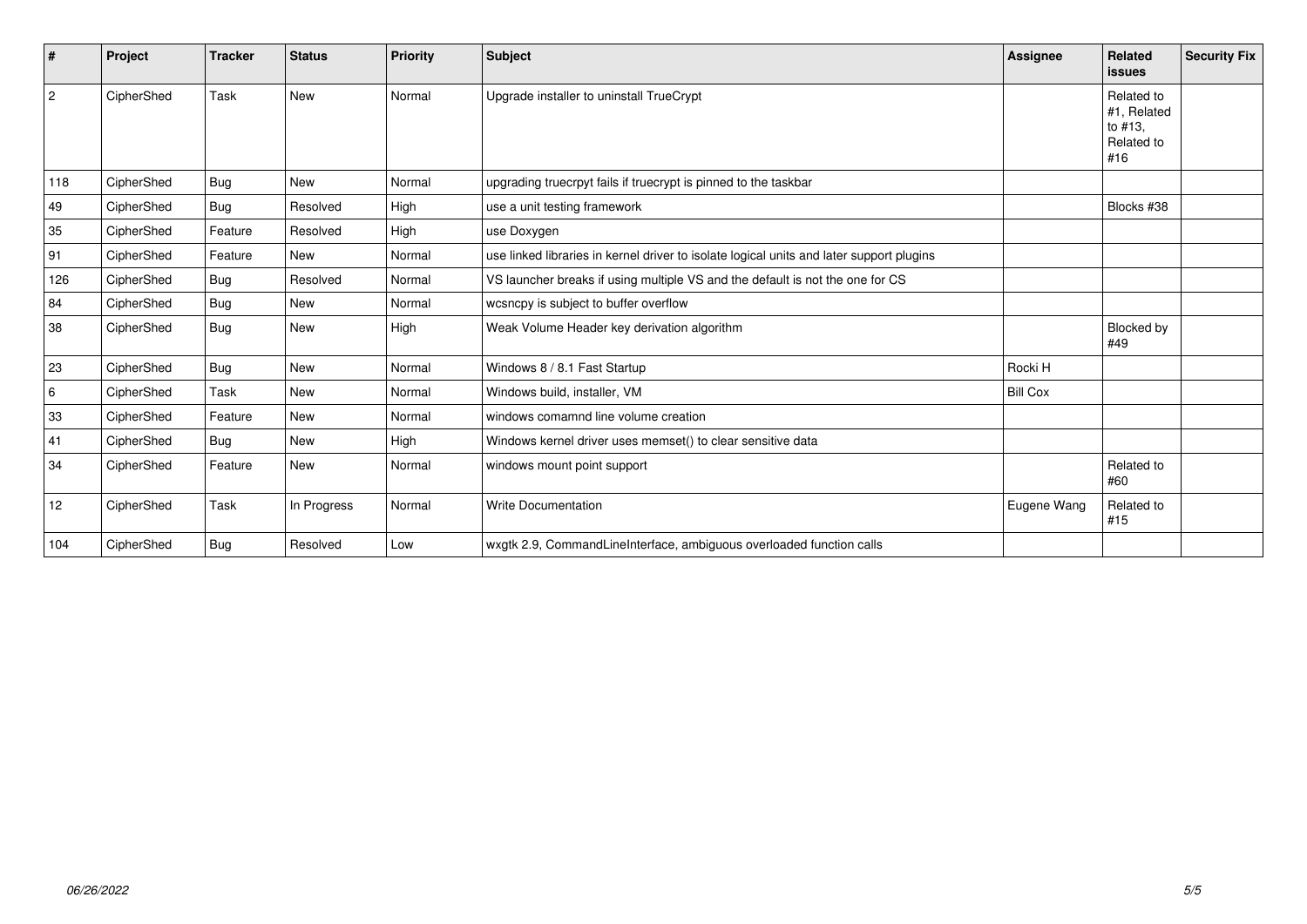| # | Project | Tracker | Status | Priority | Subject | Assignee | Related issues | Security Fix |
|---|---|---|---|---|---|---|---|---|
| 2 | CipherShed | Task | New | Normal | Upgrade installer to uninstall TrueCrypt | | Related to #1, Related to #13, Related to #16 | |
| 118 | CipherShed | Bug | New | Normal | upgrading truecrpyt fails if truecrypt is pinned to the taskbar | | | |
| 49 | CipherShed | Bug | Resolved | High | use a unit testing framework | | Blocks #38 | |
| 35 | CipherShed | Feature | Resolved | High | use Doxygen | | | |
| 91 | CipherShed | Feature | New | Normal | use linked libraries in kernel driver to isolate logical units and later support plugins | | | |
| 126 | CipherShed | Bug | Resolved | Normal | VS launcher breaks if using multiple VS and the default is not the one for CS | | | |
| 84 | CipherShed | Bug | New | Normal | wcsncpy is subject to buffer overflow | | | |
| 38 | CipherShed | Bug | New | High | Weak Volume Header key derivation algorithm | | Blocked by #49 | |
| 23 | CipherShed | Bug | New | Normal | Windows 8 / 8.1 Fast Startup | Rocki H | | |
| 6 | CipherShed | Task | New | Normal | Windows build, installer, VM | Bill Cox | | |
| 33 | CipherShed | Feature | New | Normal | windows comamnd line volume creation | | | |
| 41 | CipherShed | Bug | New | High | Windows kernel driver uses memset() to clear sensitive data | | | |
| 34 | CipherShed | Feature | New | Normal | windows mount point support | | Related to #60 | |
| 12 | CipherShed | Task | In Progress | Normal | Write Documentation | Eugene Wang | Related to #15 | |
| 104 | CipherShed | Bug | Resolved | Low | wxgtk 2.9, CommandLineInterface, ambiguous overloaded function calls | | | |

*06/26/2022*